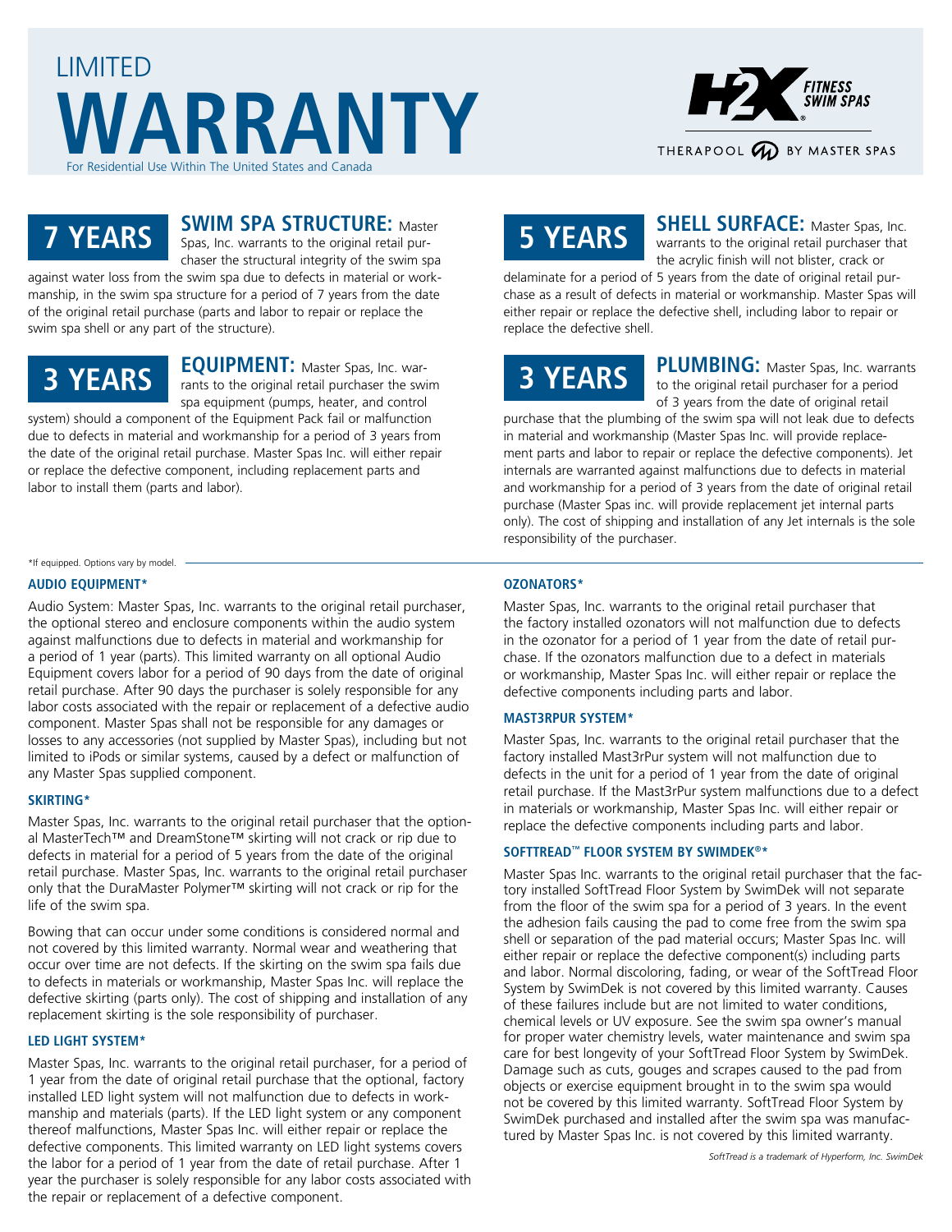# LIMITED WARRANTY

For Residential Use Within The United States and Canada

H2X FITNESS SWIM SPAS

THERAPOOL BY MASTER SPAS

## 7 YEARS

**SWIM SPA STRUCTURE:** Master Spas, Inc. warrants to the original retail purchaser the structural integrity of the swim spa against water loss from the swim spa due to defects in material or workmanship, in the swim spa structure for a period of 7 years from the date of the original retail purchase (parts and labor to repair or replace the swim spa shell or any part of the structure).

## 3 YEARS

**EQUIPMENT:** Master Spas, Inc. warrants to the original retail purchaser the swim spa equipment (pumps, heater, and control system) should a component of the Equipment Pack fail or malfunction due to defects in material and workmanship for a period of 3 years from the date of the original retail purchase. Master Spas Inc. will either repair or replace the defective component, including replacement parts and labor to install them (parts and labor).

## 5 YEARS

**SHELL SURFACE:** Master Spas, Inc. warrants to the original retail purchaser that the acrylic finish will not blister, crack or delaminate for a period of 5 years from the date of original retail purchase as a result of defects in material or workmanship. Master Spas will either repair or replace the defective shell, including labor to repair or replace the defective shell.

## 3 YEARS

**PLUMBING:** Master Spas, Inc. warrants to the original retail purchaser for a period of 3 years from the date of original retail purchase that the plumbing of the swim spa will not leak due to defects in material and workmanship (Master Spas Inc. will provide replacement parts and labor to repair or replace the defective components). Jet internals are warranted against malfunctions due to defects in material and workmanship for a period of 3 years from the date of original retail purchase (Master Spas inc. will provide replacement jet internal parts only). The cost of shipping and installation of any Jet internals is the sole responsibility of the purchaser.

*If equipped. Options vary by model.

### AUDIO EQUIPMENT*

Audio System: Master Spas, Inc. warrants to the original retail purchaser, the optional stereo and enclosure components within the audio system against malfunctions due to defects in material and workmanship for a period of 1 year (parts). This limited warranty on all optional Audio Equipment covers labor for a period of 90 days from the date of original retail purchase. After 90 days the purchaser is solely responsible for any labor costs associated with the repair or replacement of a defective audio component. Master Spas shall not be responsible for any damages or losses to any accessories (not supplied by Master Spas), including but not limited to iPods or similar systems, caused by a defect or malfunction of any Master Spas supplied component.

### SKIRTING*

Master Spas, Inc. warrants to the original retail purchaser that the optional MasterTech™ and DreamStone™ skirting will not crack or rip due to defects in material for a period of 5 years from the date of the original retail purchase. Master Spas, Inc. warrants to the original retail purchaser only that the DuraMaster Polymer™ skirting will not crack or rip for the life of the swim spa.

Bowing that can occur under some conditions is considered normal and not covered by this limited warranty. Normal wear and weathering that occur over time are not defects. If the skirting on the swim spa fails due to defects in materials or workmanship, Master Spas Inc. will replace the defective skirting (parts only). The cost of shipping and installation of any replacement skirting is the sole responsibility of purchaser.

### LED LIGHT SYSTEM*

Master Spas, Inc. warrants to the original retail purchaser, for a period of 1 year from the date of original retail purchase that the optional, factory installed LED light system will not malfunction due to defects in workmanship and materials (parts). If the LED light system or any component thereof malfunctions, Master Spas Inc. will either repair or replace the defective components. This limited warranty on LED light systems covers the labor for a period of 1 year from the date of retail purchase. After 1 year the purchaser is solely responsible for any labor costs associated with the repair or replacement of a defective component.

### OZONATORS*

Master Spas, Inc. warrants to the original retail purchaser that the factory installed ozonators will not malfunction due to defects in the ozonator for a period of 1 year from the date of retail purchase. If the ozonators malfunction due to a defect in materials or workmanship, Master Spas Inc. will either repair or replace the defective components including parts and labor.

### MAST3RPUR SYSTEM*

Master Spas, Inc. warrants to the original retail purchaser that the factory installed Mast3rPur system will not malfunction due to defects in the unit for a period of 1 year from the date of original retail purchase. If the Mast3rPur system malfunctions due to a defect in materials or workmanship, Master Spas Inc. will either repair or replace the defective components including parts and labor.

### SOFTTREAD™ FLOOR SYSTEM BY SWIMDEK®*

Master Spas Inc. warrants to the original retail purchaser that the factory installed SoftTread Floor System by SwimDek will not separate from the floor of the swim spa for a period of 3 years. In the event the adhesion fails causing the pad to come free from the swim spa shell or separation of the pad material occurs; Master Spas Inc. will either repair or replace the defective component(s) including parts and labor. Normal discoloring, fading, or wear of the SoftTread Floor System by SwimDek is not covered by this limited warranty. Causes of these failures include but are not limited to water conditions, chemical levels or UV exposure. See the swim spa owner's manual for proper water chemistry levels, water maintenance and swim spa care for best longevity of your SoftTread Floor System by SwimDek. Damage such as cuts, gouges and scrapes caused to the pad from objects or exercise equipment brought in to the swim spa would not be covered by this limited warranty. SoftTread Floor System by SwimDek purchased and installed after the swim spa was manufactured by Master Spas Inc. is not covered by this limited warranty.

*SoftTread is a trademark of Hyperform, Inc. SwimDek*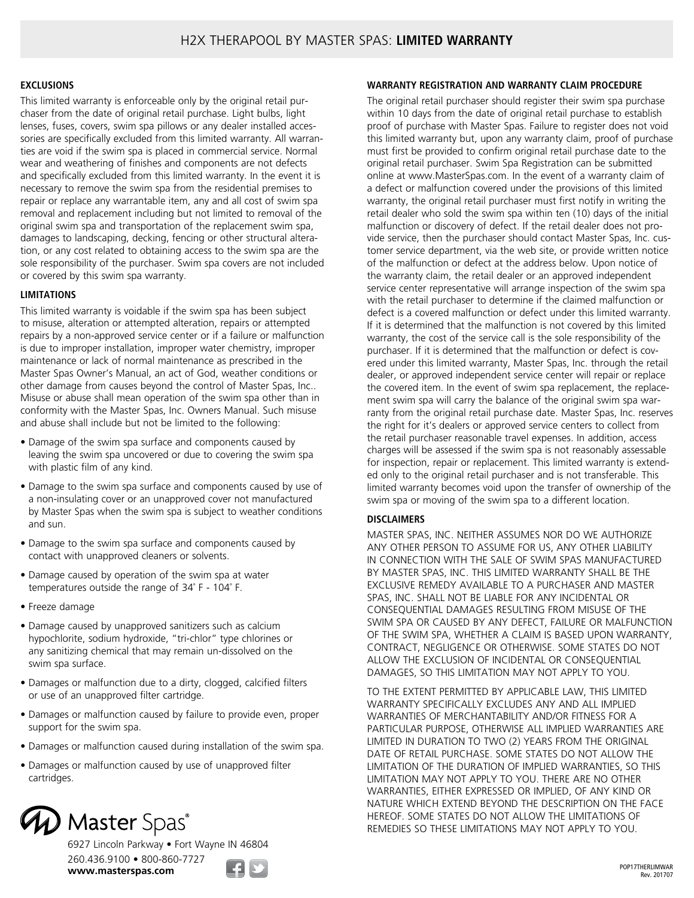# H2X THERAPOOL BY MASTER SPAS: **LIMITED WARRANTY**

**EXCLUSIONS**

This limited warranty is enforceable only by the original retail purchaser from the date of original retail purchase. Light bulbs, light lenses, fuses, covers, swim spa pillows or any dealer installed accessories are specifically excluded from this limited warranty. All warranties are void if the swim spa is placed in commercial service. Normal wear and weathering of finishes and components are not defects and specifically excluded from this limited warranty. In the event it is necessary to remove the swim spa from the residential premises to repair or replace any warrantable item, any and all cost of swim spa removal and replacement including but not limited to removal of the original swim spa and transportation of the replacement swim spa, damages to landscaping, decking, fencing or other structural alteration, or any cost related to obtaining access to the swim spa are the sole responsibility of the purchaser. Swim spa covers are not included or covered by this swim spa warranty.

**LIMITATIONS**

This limited warranty is voidable if the swim spa has been subject to misuse, alteration or attempted alteration, repairs or attempted repairs by a non-approved service center or if a failure or malfunction is due to improper installation, improper water chemistry, improper maintenance or lack of normal maintenance as prescribed in the Master Spas Owner's Manual, an act of God, weather conditions or other damage from causes beyond the control of Master Spas, Inc.. Misuse or abuse shall mean operation of the swim spa other than in conformity with the Master Spas, Inc. Owners Manual. Such misuse and abuse shall include but not be limited to the following:

- Damage of the swim spa surface and components caused by leaving the swim spa uncovered or due to covering the swim spa with plastic film of any kind.
- Damage to the swim spa surface and components caused by use of a non-insulating cover or an unapproved cover not manufactured by Master Spas when the swim spa is subject to weather conditions and sun.
- Damage to the swim spa surface and components caused by contact with unapproved cleaners or solvents.
- Damage caused by operation of the swim spa at water temperatures outside the range of 34˚ F - 104˚ F.
- Freeze damage
- Damage caused by unapproved sanitizers such as calcium hypochlorite, sodium hydroxide, "tri-chlor" type chlorines or any sanitizing chemical that may remain un-dissolved on the swim spa surface.
- Damages or malfunction due to a dirty, clogged, calcified filters or use of an unapproved filter cartridge.
- Damages or malfunction caused by failure to provide even, proper support for the swim spa.
- Damages or malfunction caused during installation of the swim spa.
- Damages or malfunction caused by use of unapproved filter cartridges.

**WARRANTY REGISTRATION AND WARRANTY CLAIM PROCEDURE**

The original retail purchaser should register their swim spa purchase within 10 days from the date of original retail purchase to establish proof of purchase with Master Spas. Failure to register does not void this limited warranty but, upon any warranty claim, proof of purchase must first be provided to confirm original retail purchase date to the original retail purchaser. Swim Spa Registration can be submitted online at www.MasterSpas.com. In the event of a warranty claim of a defect or malfunction covered under the provisions of this limited warranty, the original retail purchaser must first notify in writing the retail dealer who sold the swim spa within ten (10) days of the initial malfunction or discovery of defect. If the retail dealer does not provide service, then the purchaser should contact Master Spas, Inc. customer service department, via the web site, or provide written notice of the malfunction or defect at the address below. Upon notice of the warranty claim, the retail dealer or an approved independent service center representative will arrange inspection of the swim spa with the retail purchaser to determine if the claimed malfunction or defect is a covered malfunction or defect under this limited warranty. If it is determined that the malfunction is not covered by this limited warranty, the cost of the service call is the sole responsibility of the purchaser. If it is determined that the malfunction or defect is covered under this limited warranty, Master Spas, Inc. through the retail dealer, or approved independent service center will repair or replace the covered item. In the event of swim spa replacement, the replacement swim spa will carry the balance of the original swim spa warranty from the original retail purchase date. Master Spas, Inc. reserves the right for it's dealers or approved service centers to collect from the retail purchaser reasonable travel expenses. In addition, access charges will be assessed if the swim spa is not reasonably assessable for inspection, repair or replacement. This limited warranty is extended only to the original retail purchaser and is not transferable. This limited warranty becomes void upon the transfer of ownership of the swim spa or moving of the swim spa to a different location.

**DISCLAIMERS**

MASTER SPAS, INC. NEITHER ASSUMES NOR DO WE AUTHORIZE ANY OTHER PERSON TO ASSUME FOR US, ANY OTHER LIABILITY IN CONNECTION WITH THE SALE OF SWIM SPAS MANUFACTURED BY MASTER SPAS, INC. THIS LIMITED WARRANTY SHALL BE THE EXCLUSIVE REMEDY AVAILABLE TO A PURCHASER AND MASTER SPAS, INC. SHALL NOT BE LIABLE FOR ANY INCIDENTAL OR CONSEQUENTIAL DAMAGES RESULTING FROM MISUSE OF THE SWIM SPA OR CAUSED BY ANY DEFECT, FAILURE OR MALFUNCTION OF THE SWIM SPA, WHETHER A CLAIM IS BASED UPON WARRANTY, CONTRACT, NEGLIGENCE OR OTHERWISE. SOME STATES DO NOT ALLOW THE EXCLUSION OF INCIDENTAL OR CONSEQUENTIAL DAMAGES, SO THIS LIMITATION MAY NOT APPLY TO YOU.

TO THE EXTENT PERMITTED BY APPLICABLE LAW, THIS LIMITED WARRANTY SPECIFICALLY EXCLUDES ANY AND ALL IMPLIED WARRANTIES OF MERCHANTABILITY AND/OR FITNESS FOR A PARTICULAR PURPOSE, OTHERWISE ALL IMPLIED WARRANTIES ARE LIMITED IN DURATION TO TWO (2) YEARS FROM THE ORIGINAL DATE OF RETAIL PURCHASE. SOME STATES DO NOT ALLOW THE LIMITATION OF THE DURATION OF IMPLIED WARRANTIES, SO THIS LIMITATION MAY NOT APPLY TO YOU. THERE ARE NO OTHER WARRANTIES, EITHER EXPRESSED OR IMPLIED, OF ANY KIND OR NATURE WHICH EXTEND BEYOND THE DESCRIPTION ON THE FACE HEREOF. SOME STATES DO NOT ALLOW THE LIMITATIONS OF REMEDIES SO THESE LIMITATIONS MAY NOT APPLY TO YOU.

Master Spas®

6927 Lincoln Parkway • Fort Wayne IN 46804

260.436.9100 • 800-860-7727

**www.masterspas.com**

POP17THERLIMWAR
Rev. 201707